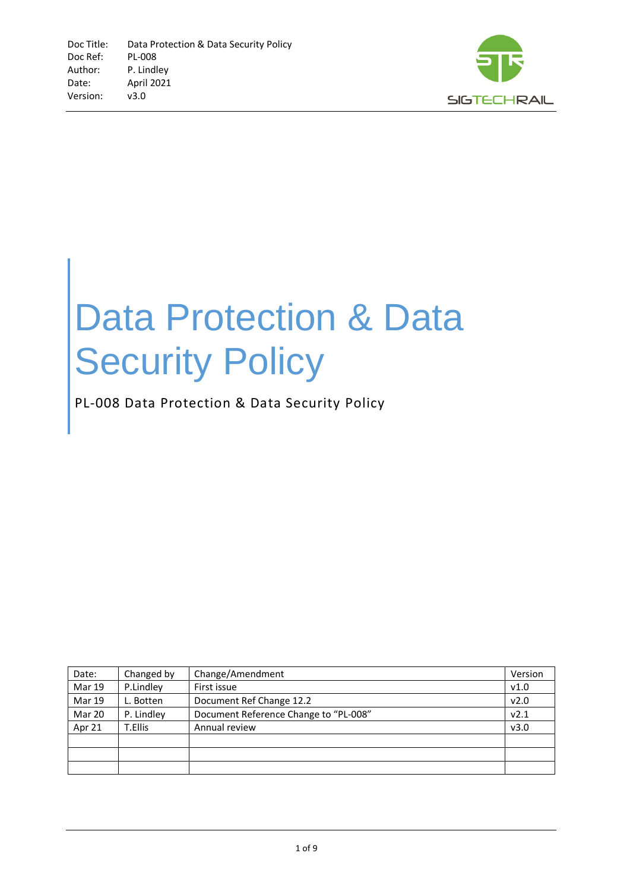Doc Title: Data Protection & Data Security Policy
Doc Ref: PL-008
Author: P. Lindley
Date: April 2021
Version: v3.0

SIGTECHRAIL

# Data Protection & Data Security Policy

PL-008 Data Protection & Data Security Policy

| Date: | Changed by | Change/Amendment | Version |
|---|---|---|---|
| Mar 19 | P.Lindley | First issue | v1.0 |
| Mar 19 | L. Botten | Document Ref Change 12.2 | v2.0 |
| Mar 20 | P. Lindley | Document Reference Change to "PL-008" | v2.1 |
| Apr 21 | T.Ellis | Annual review | v3.0 |
| | | | |
| | | | |
| | | | |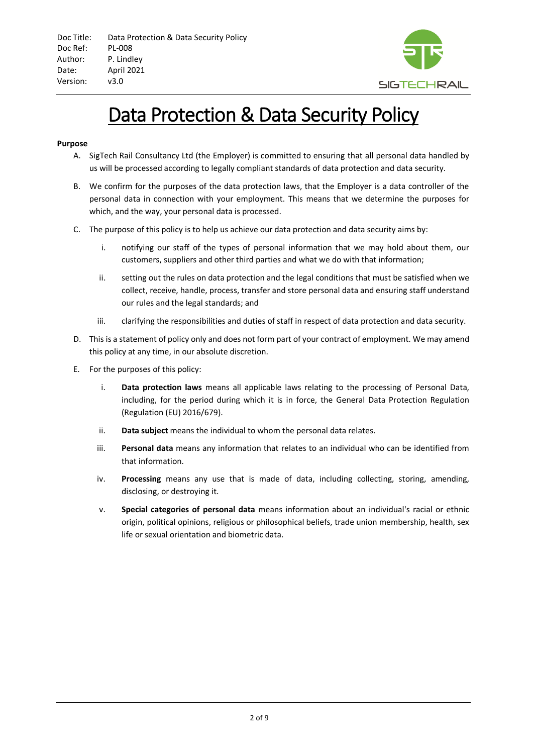# Data Protection & Data Security Policy

**Purpose**

A. SigTech Rail Consultancy Ltd (the Employer) is committed to ensuring that all personal data handled by us will be processed according to legally compliant standards of data protection and data security.

B. We confirm for the purposes of the data protection laws, that the Employer is a data controller of the personal data in connection with your employment. This means that we determine the purposes for which, and the way, your personal data is processed.

C. The purpose of this policy is to help us achieve our data protection and data security aims by:

   i. notifying our staff of the types of personal information that we may hold about them, our customers, suppliers and other third parties and what we do with that information;

   ii. setting out the rules on data protection and the legal conditions that must be satisfied when we collect, receive, handle, process, transfer and store personal data and ensuring staff understand our rules and the legal standards; and

   iii. clarifying the responsibilities and duties of staff in respect of data protection and data security.

D. This is a statement of policy only and does not form part of your contract of employment. We may amend this policy at any time, in our absolute discretion.

E. For the purposes of this policy:

   i. **Data protection laws** means all applicable laws relating to the processing of Personal Data, including, for the period during which it is in force, the General Data Protection Regulation (Regulation (EU) 2016/679).

   ii. **Data subject** means the individual to whom the personal data relates.

   iii. **Personal data** means any information that relates to an individual who can be identified from that information.

   iv. **Processing** means any use that is made of data, including collecting, storing, amending, disclosing, or destroying it.

   v. **Special categories of personal data** means information about an individual's racial or ethnic origin, political opinions, religious or philosophical beliefs, trade union membership, health, sex life or sexual orientation and biometric data.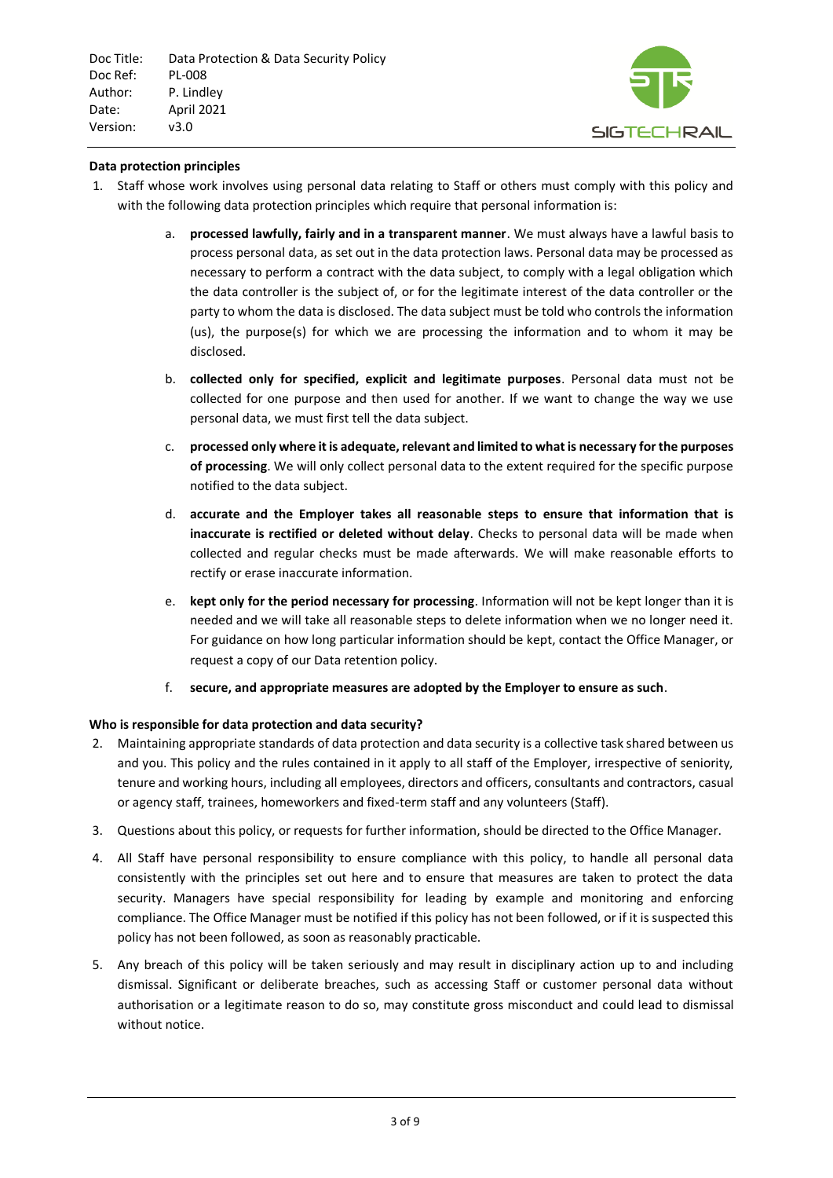**Data protection principles**

1. Staff whose work involves using personal data relating to Staff or others must comply with this policy and with the following data protection principles which require that personal information is:

    a. **processed lawfully, fairly and in a transparent manner**. We must always have a lawful basis to process personal data, as set out in the data protection laws. Personal data may be processed as necessary to perform a contract with the data subject, to comply with a legal obligation which the data controller is the subject of, or for the legitimate interest of the data controller or the party to whom the data is disclosed. The data subject must be told who controls the information (us), the purpose(s) for which we are processing the information and to whom it may be disclosed.

    b. **collected only for specified, explicit and legitimate purposes**. Personal data must not be collected for one purpose and then used for another. If we want to change the way we use personal data, we must first tell the data subject.

    c. **processed only where it is adequate, relevant and limited to what is necessary for the purposes of processing**. We will only collect personal data to the extent required for the specific purpose notified to the data subject.

    d. **accurate and the Employer takes all reasonable steps to ensure that information that is inaccurate is rectified or deleted without delay**. Checks to personal data will be made when collected and regular checks must be made afterwards. We will make reasonable efforts to rectify or erase inaccurate information.

    e. **kept only for the period necessary for processing**. Information will not be kept longer than it is needed and we will take all reasonable steps to delete information when we no longer need it. For guidance on how long particular information should be kept, contact the Office Manager, or request a copy of our Data retention policy.

    f. **secure, and appropriate measures are adopted by the Employer to ensure as such**.

**Who is responsible for data protection and data security?**

2. Maintaining appropriate standards of data protection and data security is a collective task shared between us and you. This policy and the rules contained in it apply to all staff of the Employer, irrespective of seniority, tenure and working hours, including all employees, directors and officers, consultants and contractors, casual or agency staff, trainees, homeworkers and fixed-term staff and any volunteers (Staff).

3. Questions about this policy, or requests for further information, should be directed to the Office Manager.

4. All Staff have personal responsibility to ensure compliance with this policy, to handle all personal data consistently with the principles set out here and to ensure that measures are taken to protect the data security. Managers have special responsibility for leading by example and monitoring and enforcing compliance. The Office Manager must be notified if this policy has not been followed, or if it is suspected this policy has not been followed, as soon as reasonably practicable.

5. Any breach of this policy will be taken seriously and may result in disciplinary action up to and including dismissal. Significant or deliberate breaches, such as accessing Staff or customer personal data without authorisation or a legitimate reason to do so, may constitute gross misconduct and could lead to dismissal without notice.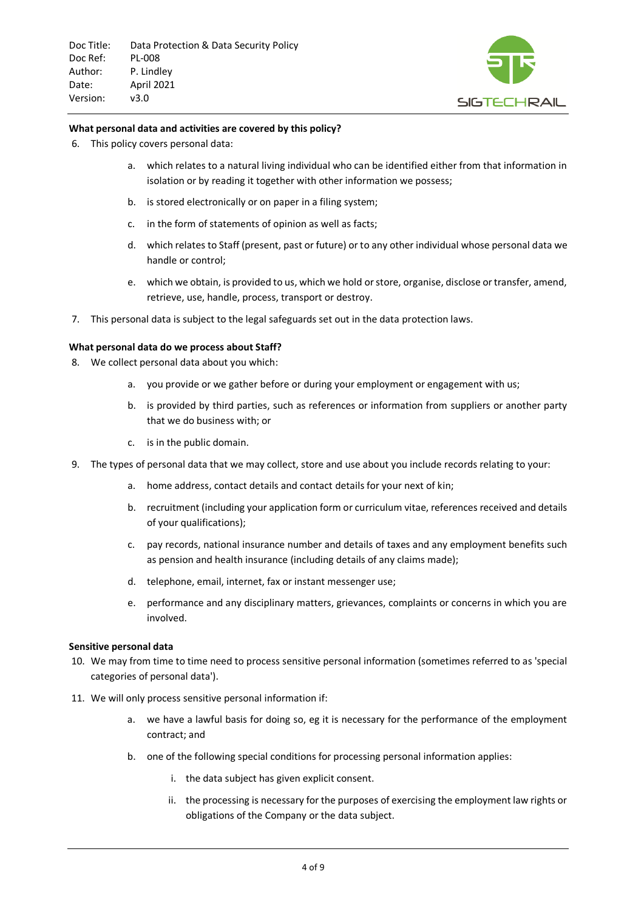**What personal data and activities are covered by this policy?**

6. This policy covers personal data:
    a. which relates to a natural living individual who can be identified either from that information in isolation or by reading it together with other information we possess;
    b. is stored electronically or on paper in a filing system;
    c. in the form of statements of opinion as well as facts;
    d. which relates to Staff (present, past or future) or to any other individual whose personal data we handle or control;
    e. which we obtain, is provided to us, which we hold or store, organise, disclose or transfer, amend, retrieve, use, handle, process, transport or destroy.
7. This personal data is subject to the legal safeguards set out in the data protection laws.

**What personal data do we process about Staff?**

8. We collect personal data about you which:
    a. you provide or we gather before or during your employment or engagement with us;
    b. is provided by third parties, such as references or information from suppliers or another party that we do business with; or
    c. is in the public domain.
9. The types of personal data that we may collect, store and use about you include records relating to your:
    a. home address, contact details and contact details for your next of kin;
    b. recruitment (including your application form or curriculum vitae, references received and details of your qualifications);
    c. pay records, national insurance number and details of taxes and any employment benefits such as pension and health insurance (including details of any claims made);
    d. telephone, email, internet, fax or instant messenger use;
    e. performance and any disciplinary matters, grievances, complaints or concerns in which you are involved.

**Sensitive personal data**

10. We may from time to time need to process sensitive personal information (sometimes referred to as 'special categories of personal data').
11. We will only process sensitive personal information if:
    a. we have a lawful basis for doing so, eg it is necessary for the performance of the employment contract; and
    b. one of the following special conditions for processing personal information applies:
        i. the data subject has given explicit consent.
        ii. the processing is necessary for the purposes of exercising the employment law rights or obligations of the Company or the data subject.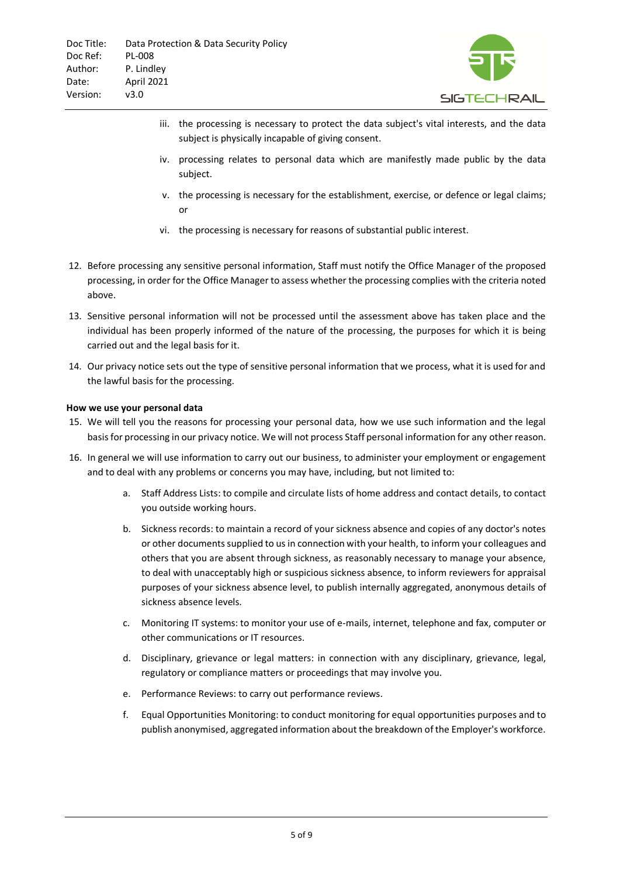iii. the processing is necessary to protect the data subject's vital interests, and the data subject is physically incapable of giving consent.

iv. processing relates to personal data which are manifestly made public by the data subject.

v. the processing is necessary for the establishment, exercise, or defence or legal claims; or

vi. the processing is necessary for reasons of substantial public interest.

12. Before processing any sensitive personal information, Staff must notify the Office Manager of the proposed processing, in order for the Office Manager to assess whether the processing complies with the criteria noted above.

13. Sensitive personal information will not be processed until the assessment above has taken place and the individual has been properly informed of the nature of the processing, the purposes for which it is being carried out and the legal basis for it.

14. Our privacy notice sets out the type of sensitive personal information that we process, what it is used for and the lawful basis for the processing.

**How we use your personal data**

15. We will tell you the reasons for processing your personal data, how we use such information and the legal basis for processing in our privacy notice. We will not process Staff personal information for any other reason.

16. In general we will use information to carry out our business, to administer your employment or engagement and to deal with any problems or concerns you may have, including, but not limited to:

    a. Staff Address Lists: to compile and circulate lists of home address and contact details, to contact you outside working hours.

    b. Sickness records: to maintain a record of your sickness absence and copies of any doctor's notes or other documents supplied to us in connection with your health, to inform your colleagues and others that you are absent through sickness, as reasonably necessary to manage your absence, to deal with unacceptably high or suspicious sickness absence, to inform reviewers for appraisal purposes of your sickness absence level, to publish internally aggregated, anonymous details of sickness absence levels.

    c. Monitoring IT systems: to monitor your use of e-mails, internet, telephone and fax, computer or other communications or IT resources.

    d. Disciplinary, grievance or legal matters: in connection with any disciplinary, grievance, legal, regulatory or compliance matters or proceedings that may involve you.

    e. Performance Reviews: to carry out performance reviews.

    f. Equal Opportunities Monitoring: to conduct monitoring for equal opportunities purposes and to publish anonymised, aggregated information about the breakdown of the Employer's workforce.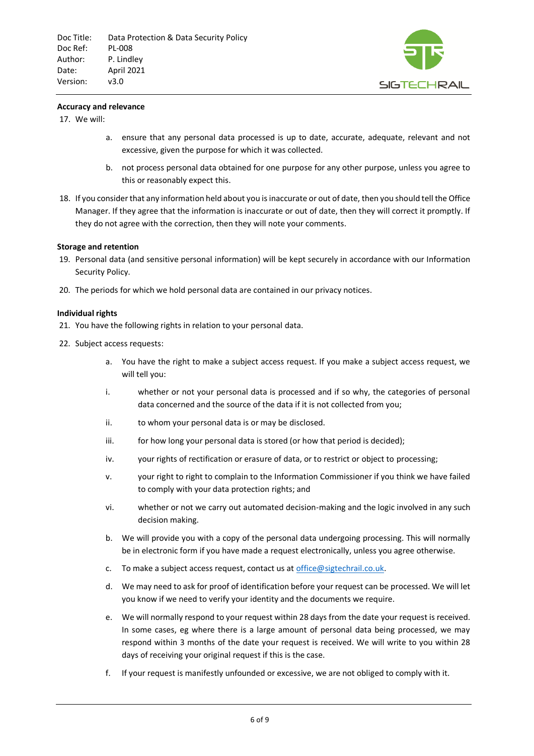**Accuracy and relevance**

17. We will:

    a. ensure that any personal data processed is up to date, accurate, adequate, relevant and not excessive, given the purpose for which it was collected.

    b. not process personal data obtained for one purpose for any other purpose, unless you agree to this or reasonably expect this.

18. If you consider that any information held about you is inaccurate or out of date, then you should tell the Office Manager. If they agree that the information is inaccurate or out of date, then they will correct it promptly. If they do not agree with the correction, then they will note your comments.

**Storage and retention**

19. Personal data (and sensitive personal information) will be kept securely in accordance with our Information Security Policy.

20. The periods for which we hold personal data are contained in our privacy notices.

**Individual rights**

21. You have the following rights in relation to your personal data.

22. Subject access requests:

    a. You have the right to make a subject access request. If you make a subject access request, we will tell you:

    i. whether or not your personal data is processed and if so why, the categories of personal data concerned and the source of the data if it is not collected from you;

    ii. to whom your personal data is or may be disclosed.

    iii. for how long your personal data is stored (or how that period is decided);

    iv. your rights of rectification or erasure of data, or to restrict or object to processing;

    v. your right to right to complain to the Information Commissioner if you think we have failed to comply with your data protection rights; and

    vi. whether or not we carry out automated decision-making and the logic involved in any such decision making.

    b. We will provide you with a copy of the personal data undergoing processing. This will normally be in electronic form if you have made a request electronically, unless you agree otherwise.

    c. To make a subject access request, contact us at office@sigtechrail.co.uk.

    d. We may need to ask for proof of identification before your request can be processed. We will let you know if we need to verify your identity and the documents we require.

    e. We will normally respond to your request within 28 days from the date your request is received. In some cases, eg where there is a large amount of personal data being processed, we may respond within 3 months of the date your request is received. We will write to you within 28 days of receiving your original request if this is the case.

    f. If your request is manifestly unfounded or excessive, we are not obliged to comply with it.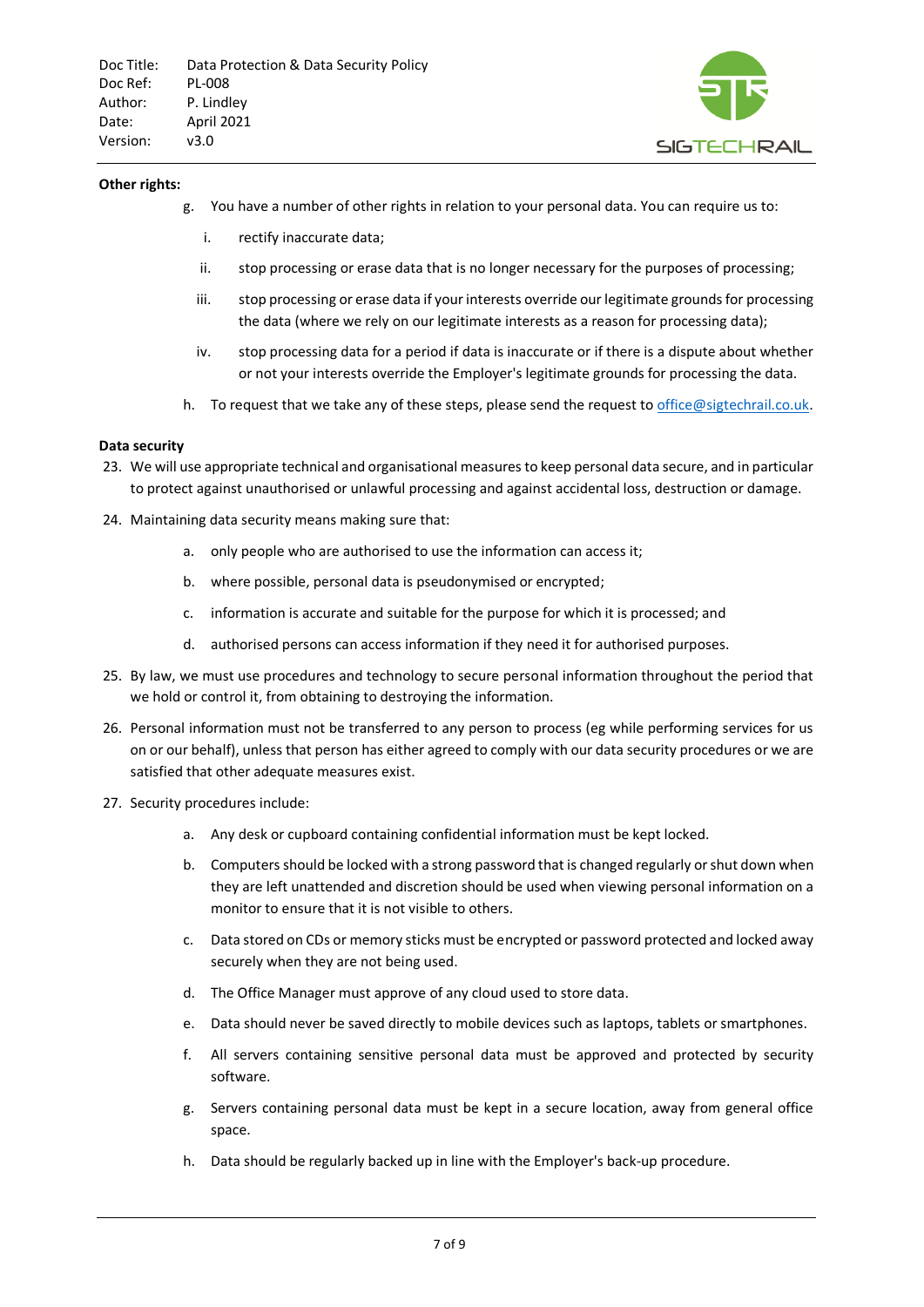**Other rights:**

g. You have a number of other rights in relation to your personal data. You can require us to:

   i. rectify inaccurate data;

   ii. stop processing or erase data that is no longer necessary for the purposes of processing;

   iii. stop processing or erase data if your interests override our legitimate grounds for processing the data (where we rely on our legitimate interests as a reason for processing data);

   iv. stop processing data for a period if data is inaccurate or if there is a dispute about whether or not your interests override the Employer's legitimate grounds for processing the data.

h. To request that we take any of these steps, please send the request to office@sigtechrail.co.uk.

**Data security**

23. We will use appropriate technical and organisational measures to keep personal data secure, and in particular to protect against unauthorised or unlawful processing and against accidental loss, destruction or damage.

24. Maintaining data security means making sure that:

    a. only people who are authorised to use the information can access it;

    b. where possible, personal data is pseudonymised or encrypted;

    c. information is accurate and suitable for the purpose for which it is processed; and

    d. authorised persons can access information if they need it for authorised purposes.

25. By law, we must use procedures and technology to secure personal information throughout the period that we hold or control it, from obtaining to destroying the information.

26. Personal information must not be transferred to any person to process (eg while performing services for us on or our behalf), unless that person has either agreed to comply with our data security procedures or we are satisfied that other adequate measures exist.

27. Security procedures include:

    a. Any desk or cupboard containing confidential information must be kept locked.

    b. Computers should be locked with a strong password that is changed regularly or shut down when they are left unattended and discretion should be used when viewing personal information on a monitor to ensure that it is not visible to others.

    c. Data stored on CDs or memory sticks must be encrypted or password protected and locked away securely when they are not being used.

    d. The Office Manager must approve of any cloud used to store data.

    e. Data should never be saved directly to mobile devices such as laptops, tablets or smartphones.

    f. All servers containing sensitive personal data must be approved and protected by security software.

    g. Servers containing personal data must be kept in a secure location, away from general office space.

    h. Data should be regularly backed up in line with the Employer's back-up procedure.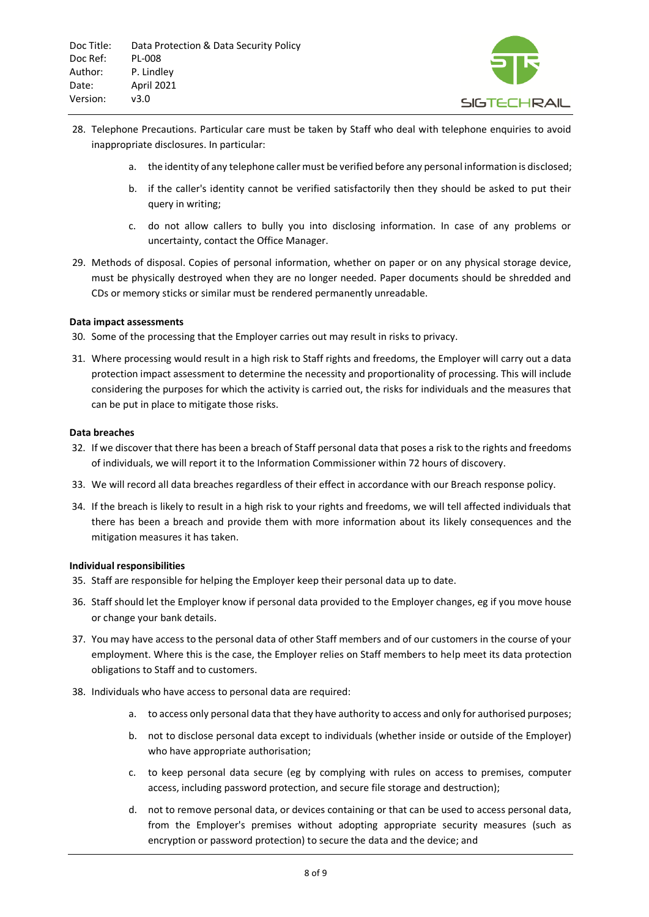28. Telephone Precautions. Particular care must be taken by Staff who deal with telephone enquiries to avoid inappropriate disclosures. In particular:

    a. the identity of any telephone caller must be verified before any personal information is disclosed;

    b. if the caller's identity cannot be verified satisfactorily then they should be asked to put their query in writing;

    c. do not allow callers to bully you into disclosing information. In case of any problems or uncertainty, contact the Office Manager.

29. Methods of disposal. Copies of personal information, whether on paper or on any physical storage device, must be physically destroyed when they are no longer needed. Paper documents should be shredded and CDs or memory sticks or similar must be rendered permanently unreadable.

**Data impact assessments**

30. Some of the processing that the Employer carries out may result in risks to privacy.

31. Where processing would result in a high risk to Staff rights and freedoms, the Employer will carry out a data protection impact assessment to determine the necessity and proportionality of processing. This will include considering the purposes for which the activity is carried out, the risks for individuals and the measures that can be put in place to mitigate those risks.

**Data breaches**

32. If we discover that there has been a breach of Staff personal data that poses a risk to the rights and freedoms of individuals, we will report it to the Information Commissioner within 72 hours of discovery.

33. We will record all data breaches regardless of their effect in accordance with our Breach response policy.

34. If the breach is likely to result in a high risk to your rights and freedoms, we will tell affected individuals that there has been a breach and provide them with more information about its likely consequences and the mitigation measures it has taken.

**Individual responsibilities**

35. Staff are responsible for helping the Employer keep their personal data up to date.

36. Staff should let the Employer know if personal data provided to the Employer changes, eg if you move house or change your bank details.

37. You may have access to the personal data of other Staff members and of our customers in the course of your employment. Where this is the case, the Employer relies on Staff members to help meet its data protection obligations to Staff and to customers.

38. Individuals who have access to personal data are required:

    a. to access only personal data that they have authority to access and only for authorised purposes;

    b. not to disclose personal data except to individuals (whether inside or outside of the Employer) who have appropriate authorisation;

    c. to keep personal data secure (eg by complying with rules on access to premises, computer access, including password protection, and secure file storage and destruction);

    d. not to remove personal data, or devices containing or that can be used to access personal data, from the Employer's premises without adopting appropriate security measures (such as encryption or password protection) to secure the data and the device; and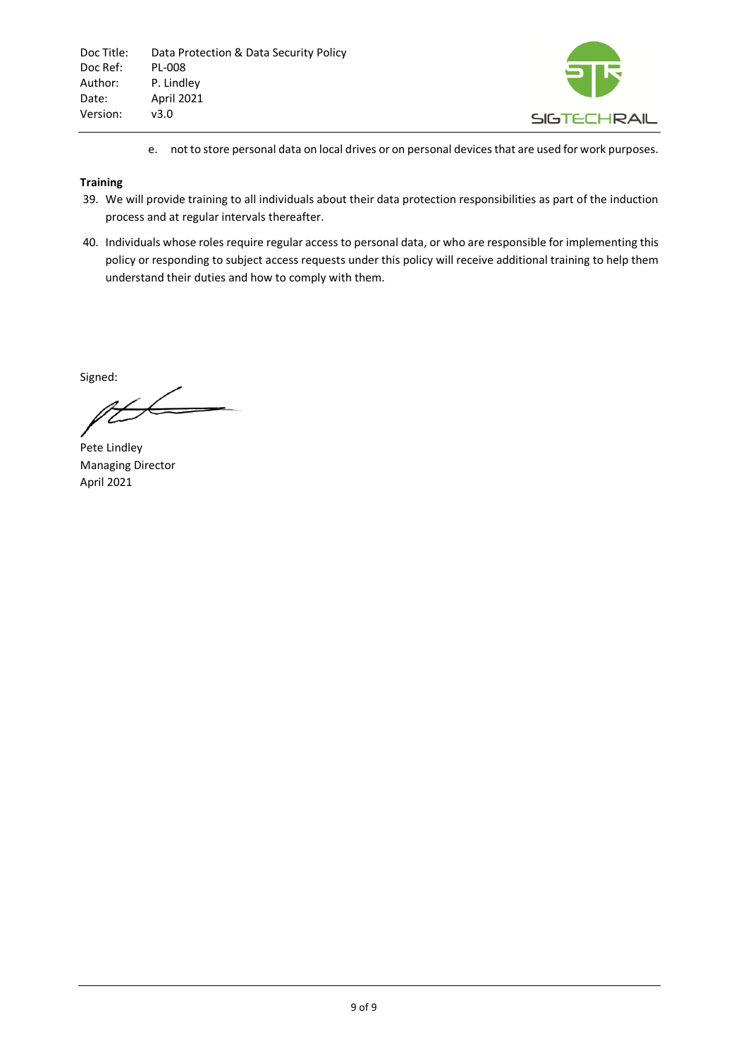e. not to store personal data on local drives or on personal devices that are used for work purposes.

**Training**

39. We will provide training to all individuals about their data protection responsibilities as part of the induction process and at regular intervals thereafter.

40. Individuals whose roles require regular access to personal data, or who are responsible for implementing this policy or responding to subject access requests under this policy will receive additional training to help them understand their duties and how to comply with them.

Signed:

Pete Lindley
Managing Director
April 2021